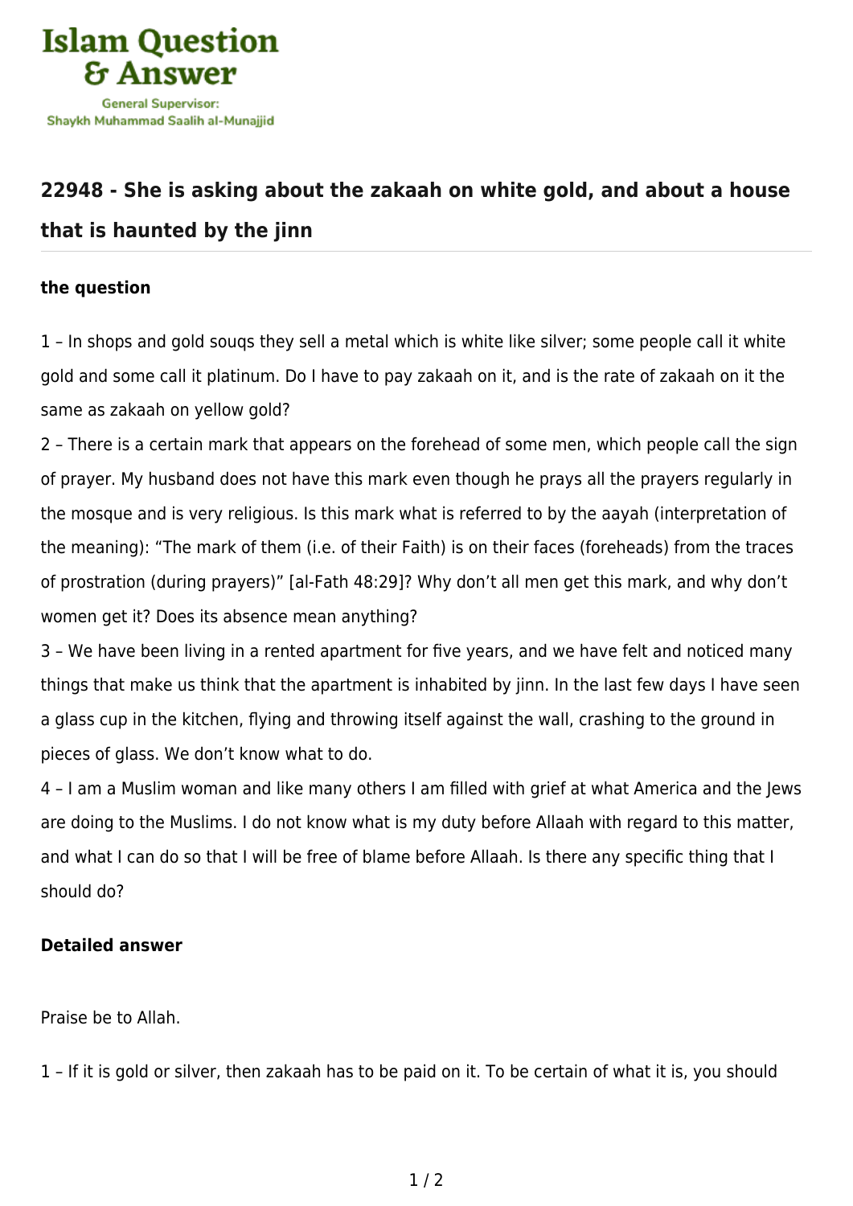Islam Question & Answer

General Supervisor: Shaykh Muhammad Saalih al-Munajjid

## 22948 - She is asking about the zakaah on white gold, and about a house that is haunted by the jinn

### the question

1 – In shops and gold souqs they sell a metal which is white like silver; some people call it white gold and some call it platinum. Do I have to pay zakaah on it, and is the rate of zakaah on it the same as zakaah on yellow gold?

2 – There is a certain mark that appears on the forehead of some men, which people call the sign of prayer. My husband does not have this mark even though he prays all the prayers regularly in the mosque and is very religious. Is this mark what is referred to by the aayah (interpretation of the meaning): "The mark of them (i.e. of their Faith) is on their faces (foreheads) from the traces of prostration (during prayers)" [al-Fath 48:29]? Why don't all men get this mark, and why don't women get it? Does its absence mean anything?

3 – We have been living in a rented apartment for five years, and we have felt and noticed many things that make us think that the apartment is inhabited by jinn. In the last few days I have seen a glass cup in the kitchen, flying and throwing itself against the wall, crashing to the ground in pieces of glass. We don't know what to do.

4 – I am a Muslim woman and like many others I am filled with grief at what America and the Jews are doing to the Muslims. I do not know what is my duty before Allaah with regard to this matter, and what I can do so that I will be free of blame before Allaah. Is there any specific thing that I should do?

### Detailed answer

Praise be to Allah.

1 – If it is gold or silver, then zakaah has to be paid on it. To be certain of what it is, you should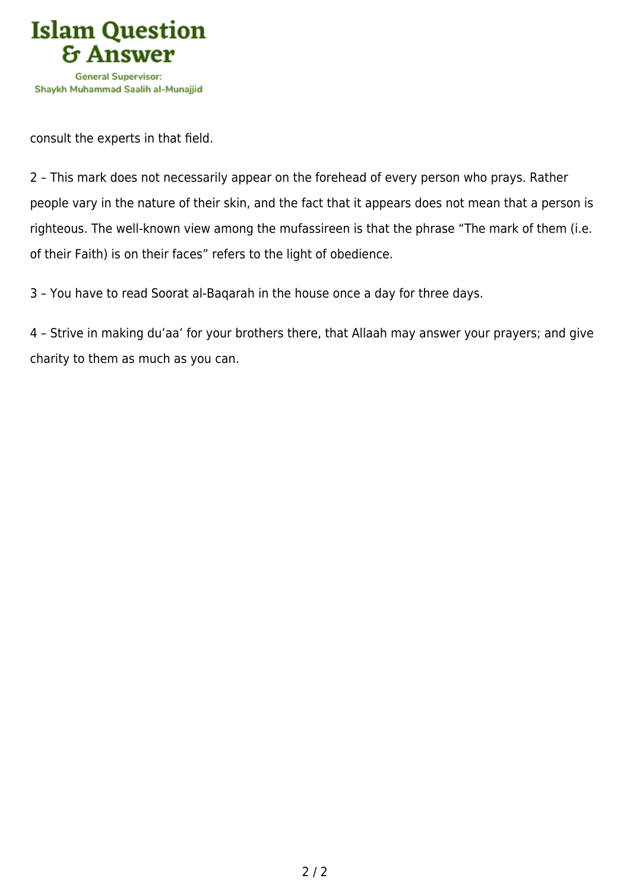consult the experts in that field.

2 – This mark does not necessarily appear on the forehead of every person who prays. Rather people vary in the nature of their skin, and the fact that it appears does not mean that a person is righteous. The well-known view among the mufassireen is that the phrase "The mark of them (i.e. of their Faith) is on their faces" refers to the light of obedience.

3 – You have to read Soorat al-Baqarah in the house once a day for three days.

4 – Strive in making du'aa' for your brothers there, that Allaah may answer your prayers; and give charity to them as much as you can.